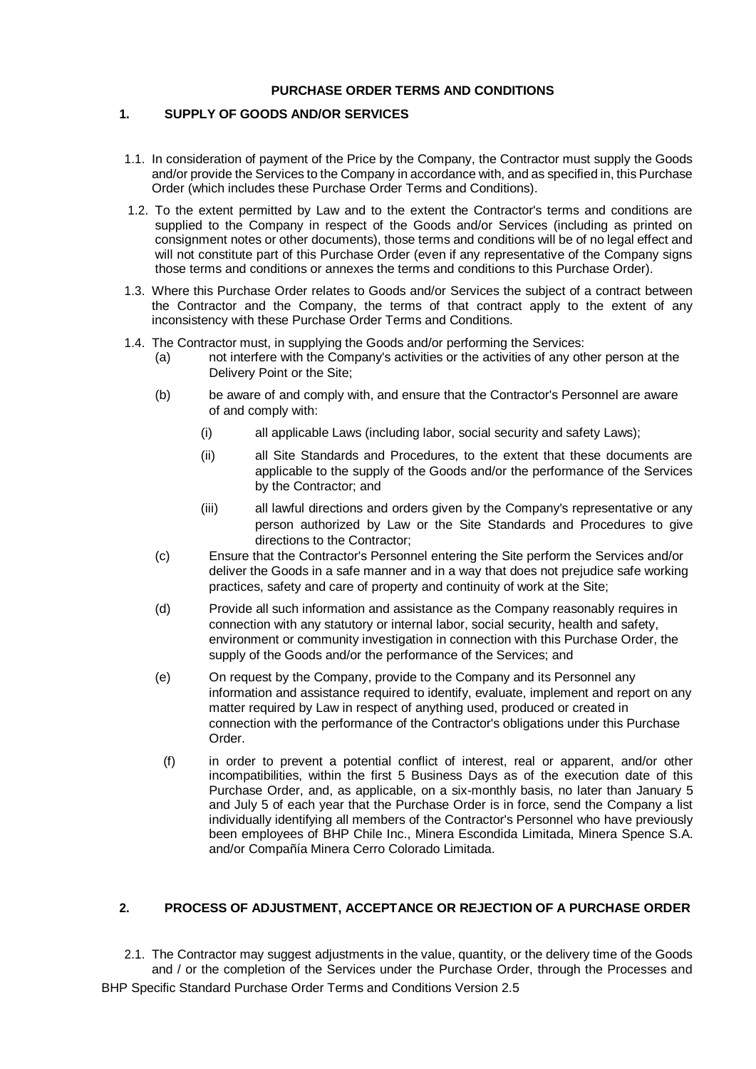# PURCHASE ORDER TERMS AND CONDITIONS

## 1. SUPPLY OF GOODS AND/OR SERVICES

1.1. In consideration of payment of the Price by the Company, the Contractor must supply the Goods and/or provide the Services to the Company in accordance with, and as specified in, this Purchase Order (which includes these Purchase Order Terms and Conditions).

1.2. To the extent permitted by Law and to the extent the Contractor's terms and conditions are supplied to the Company in respect of the Goods and/or Services (including as printed on consignment notes or other documents), those terms and conditions will be of no legal effect and will not constitute part of this Purchase Order (even if any representative of the Company signs those terms and conditions or annexes the terms and conditions to this Purchase Order).

1.3. Where this Purchase Order relates to Goods and/or Services the subject of a contract between the Contractor and the Company, the terms of that contract apply to the extent of any inconsistency with these Purchase Order Terms and Conditions.

1.4. The Contractor must, in supplying the Goods and/or performing the Services:

(a) not interfere with the Company's activities or the activities of any other person at the Delivery Point or the Site;

(b) be aware of and comply with, and ensure that the Contractor's Personnel are aware of and comply with:

(i) all applicable Laws (including labor, social security and safety Laws);

(ii) all Site Standards and Procedures, to the extent that these documents are applicable to the supply of the Goods and/or the performance of the Services by the Contractor; and

(iii) all lawful directions and orders given by the Company's representative or any person authorized by Law or the Site Standards and Procedures to give directions to the Contractor;

(c) Ensure that the Contractor's Personnel entering the Site perform the Services and/or deliver the Goods in a safe manner and in a way that does not prejudice safe working practices, safety and care of property and continuity of work at the Site;

(d) Provide all such information and assistance as the Company reasonably requires in connection with any statutory or internal labor, social security, health and safety, environment or community investigation in connection with this Purchase Order, the supply of the Goods and/or the performance of the Services; and

(e) On request by the Company, provide to the Company and its Personnel any information and assistance required to identify, evaluate, implement and report on any matter required by Law in respect of anything used, produced or created in connection with the performance of the Contractor's obligations under this Purchase Order.

(f) in order to prevent a potential conflict of interest, real or apparent, and/or other incompatibilities, within the first 5 Business Days as of the execution date of this Purchase Order, and, as applicable, on a six-monthly basis, no later than January 5 and July 5 of each year that the Purchase Order is in force, send the Company a list individually identifying all members of the Contractor's Personnel who have previously been employees of BHP Chile Inc., Minera Escondida Limitada, Minera Spence S.A. and/or Compañía Minera Cerro Colorado Limitada.

## 2. PROCESS OF ADJUSTMENT, ACCEPTANCE OR REJECTION OF A PURCHASE ORDER

2.1. The Contractor may suggest adjustments in the value, quantity, or the delivery time of the Goods and / or the completion of the Services under the Purchase Order, through the Processes and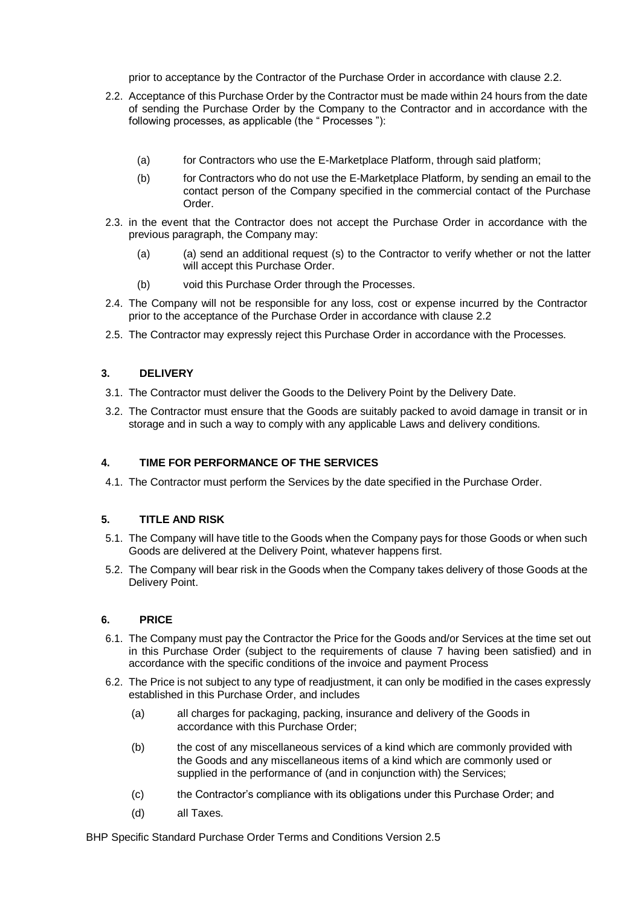prior to acceptance by the Contractor of the Purchase Order in accordance with clause 2.2.

2.2. Acceptance of this Purchase Order by the Contractor must be made within 24 hours from the date of sending the Purchase Order by the Company to the Contractor and in accordance with the following processes, as applicable (the " Processes "):

(a) for Contractors who use the E-Marketplace Platform, through said platform;

(b) for Contractors who do not use the E-Marketplace Platform, by sending an email to the contact person of the Company specified in the commercial contact of the Purchase Order.

2.3. in the event that the Contractor does not accept the Purchase Order in accordance with the previous paragraph, the Company may:

(a) (a) send an additional request (s) to the Contractor to verify whether or not the latter will accept this Purchase Order.

(b) void this Purchase Order through the Processes.

2.4. The Company will not be responsible for any loss, cost or expense incurred by the Contractor prior to the acceptance of the Purchase Order in accordance with clause 2.2

2.5. The Contractor may expressly reject this Purchase Order in accordance with the Processes.

## 3. DELIVERY

3.1. The Contractor must deliver the Goods to the Delivery Point by the Delivery Date.

3.2. The Contractor must ensure that the Goods are suitably packed to avoid damage in transit or in storage and in such a way to comply with any applicable Laws and delivery conditions.

## 4. TIME FOR PERFORMANCE OF THE SERVICES

4.1. The Contractor must perform the Services by the date specified in the Purchase Order.

## 5. TITLE AND RISK

5.1. The Company will have title to the Goods when the Company pays for those Goods or when such Goods are delivered at the Delivery Point, whatever happens first.

5.2. The Company will bear risk in the Goods when the Company takes delivery of those Goods at the Delivery Point.

## 6. PRICE

6.1. The Company must pay the Contractor the Price for the Goods and/or Services at the time set out in this Purchase Order (subject to the requirements of clause 7 having been satisfied) and in accordance with the specific conditions of the invoice and payment Process

6.2. The Price is not subject to any type of readjustment, it can only be modified in the cases expressly established in this Purchase Order, and includes

(a) all charges for packaging, packing, insurance and delivery of the Goods in accordance with this Purchase Order;

(b) the cost of any miscellaneous services of a kind which are commonly provided with the Goods and any miscellaneous items of a kind which are commonly used or supplied in the performance of (and in conjunction with) the Services;

(c) the Contractor's compliance with its obligations under this Purchase Order; and

(d) all Taxes.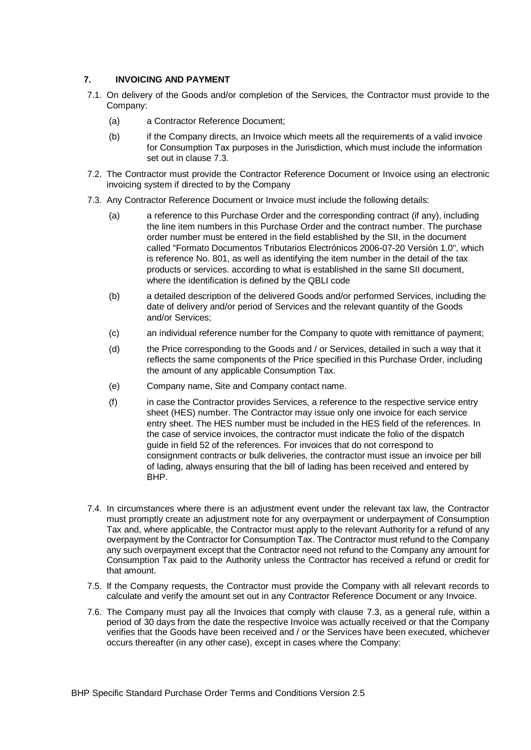## 7. INVOICING AND PAYMENT

7.1. On delivery of the Goods and/or completion of the Services, the Contractor must provide to the Company:

(a) a Contractor Reference Document;

(b) if the Company directs, an Invoice which meets all the requirements of a valid invoice for Consumption Tax purposes in the Jurisdiction, which must include the information set out in clause 7.3.

7.2. The Contractor must provide the Contractor Reference Document or Invoice using an electronic invoicing system if directed to by the Company

7.3. Any Contractor Reference Document or Invoice must include the following details:

(a) a reference to this Purchase Order and the corresponding contract (if any), including the line item numbers in this Purchase Order and the contract number. The purchase order number must be entered in the field established by the SII, in the document called "Formato Documentos Tributarios Electrónicos 2006-07-20 Versión 1.0", which is reference No. 801, as well as identifying the item number in the detail of the tax products or services. according to what is established in the same SII document, where the identification is defined by the QBLI code

(b) a detailed description of the delivered Goods and/or performed Services, including the date of delivery and/or period of Services and the relevant quantity of the Goods and/or Services;

(c) an individual reference number for the Company to quote with remittance of payment;

(d) the Price corresponding to the Goods and / or Services, detailed in such a way that it reflects the same components of the Price specified in this Purchase Order, including the amount of any applicable Consumption Tax.

(e) Company name, Site and Company contact name.

(f) in case the Contractor provides Services, a reference to the respective service entry sheet (HES) number. The Contractor may issue only one invoice for each service entry sheet. The HES number must be included in the HES field of the references. In the case of service invoices, the contractor must indicate the folio of the dispatch guide in field 52 of the references. For invoices that do not correspond to consignment contracts or bulk deliveries, the contractor must issue an invoice per bill of lading, always ensuring that the bill of lading has been received and entered by BHP.

7.4. In circumstances where there is an adjustment event under the relevant tax law, the Contractor must promptly create an adjustment note for any overpayment or underpayment of Consumption Tax and, where applicable, the Contractor must apply to the relevant Authority for a refund of any overpayment by the Contractor for Consumption Tax. The Contractor must refund to the Company any such overpayment except that the Contractor need not refund to the Company any amount for Consumption Tax paid to the Authority unless the Contractor has received a refund or credit for that amount.

7.5. If the Company requests, the Contractor must provide the Company with all relevant records to calculate and verify the amount set out in any Contractor Reference Document or any Invoice.

7.6. The Company must pay all the Invoices that comply with clause 7.3, as a general rule, within a period of 30 days from the date the respective Invoice was actually received or that the Company verifies that the Goods have been received and / or the Services have been executed, whichever occurs thereafter (in any other case), except in cases where the Company: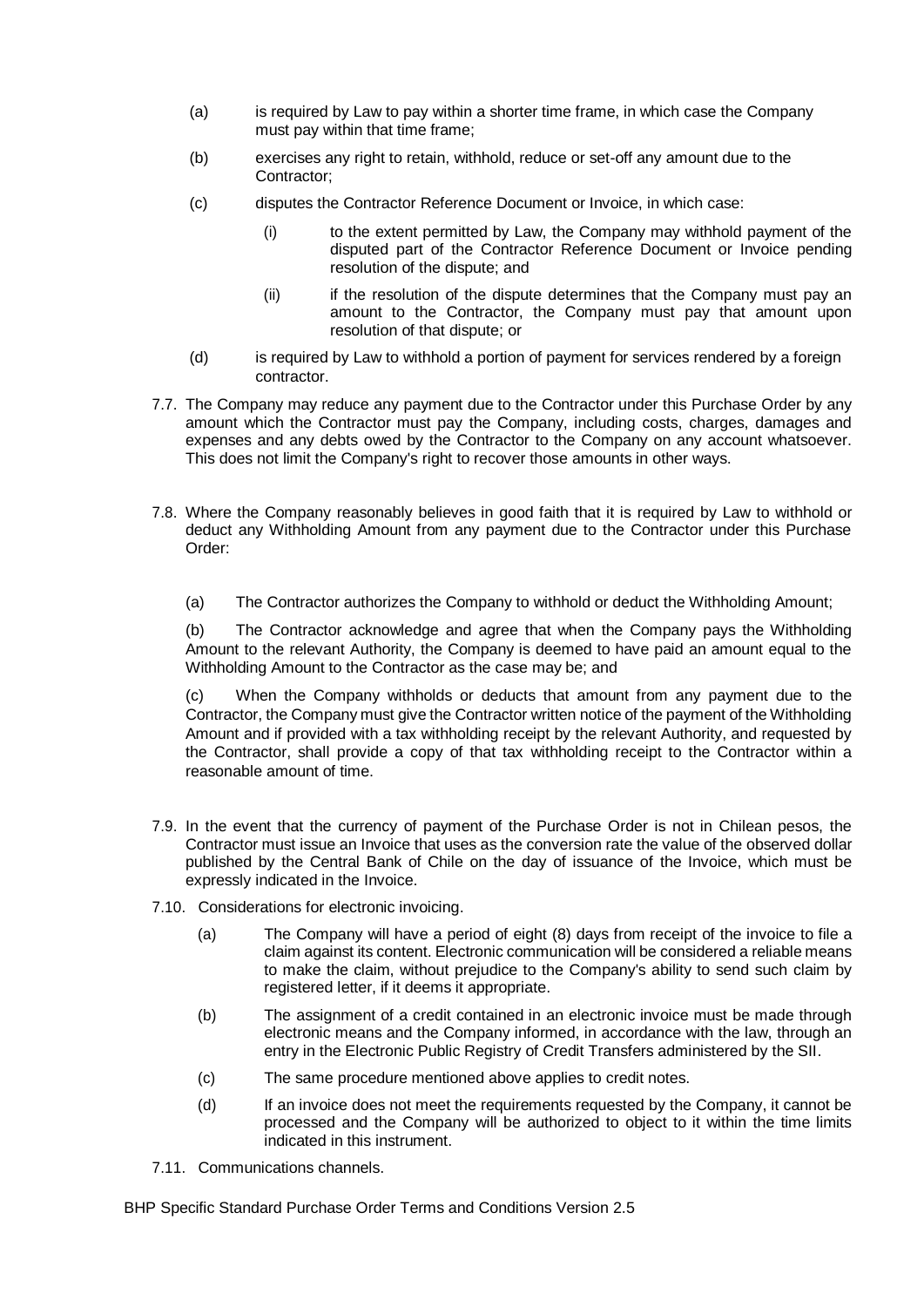(a) is required by Law to pay within a shorter time frame, in which case the Company must pay within that time frame;

(b) exercises any right to retain, withhold, reduce or set-off any amount due to the Contractor;

(c) disputes the Contractor Reference Document or Invoice, in which case:

  (i) to the extent permitted by Law, the Company may withhold payment of the disputed part of the Contractor Reference Document or Invoice pending resolution of the dispute; and

  (ii) if the resolution of the dispute determines that the Company must pay an amount to the Contractor, the Company must pay that amount upon resolution of that dispute; or

(d) is required by Law to withhold a portion of payment for services rendered by a foreign contractor.

7.7. The Company may reduce any payment due to the Contractor under this Purchase Order by any amount which the Contractor must pay the Company, including costs, charges, damages and expenses and any debts owed by the Contractor to the Company on any account whatsoever. This does not limit the Company's right to recover those amounts in other ways.

7.8. Where the Company reasonably believes in good faith that it is required by Law to withhold or deduct any Withholding Amount from any payment due to the Contractor under this Purchase Order:

(a) The Contractor authorizes the Company to withhold or deduct the Withholding Amount;

(b) The Contractor acknowledge and agree that when the Company pays the Withholding Amount to the relevant Authority, the Company is deemed to have paid an amount equal to the Withholding Amount to the Contractor as the case may be; and

(c) When the Company withholds or deducts that amount from any payment due to the Contractor, the Company must give the Contractor written notice of the payment of the Withholding Amount and if provided with a tax withholding receipt by the relevant Authority, and requested by the Contractor, shall provide a copy of that tax withholding receipt to the Contractor within a reasonable amount of time.

7.9. In the event that the currency of payment of the Purchase Order is not in Chilean pesos, the Contractor must issue an Invoice that uses as the conversion rate the value of the observed dollar published by the Central Bank of Chile on the day of issuance of the Invoice, which must be expressly indicated in the Invoice.

7.10. Considerations for electronic invoicing.

(a) The Company will have a period of eight (8) days from receipt of the invoice to file a claim against its content. Electronic communication will be considered a reliable means to make the claim, without prejudice to the Company's ability to send such claim by registered letter, if it deems it appropriate.

(b) The assignment of a credit contained in an electronic invoice must be made through electronic means and the Company informed, in accordance with the law, through an entry in the Electronic Public Registry of Credit Transfers administered by the SII.

(c) The same procedure mentioned above applies to credit notes.

(d) If an invoice does not meet the requirements requested by the Company, it cannot be processed and the Company will be authorized to object to it within the time limits indicated in this instrument.

7.11. Communications channels.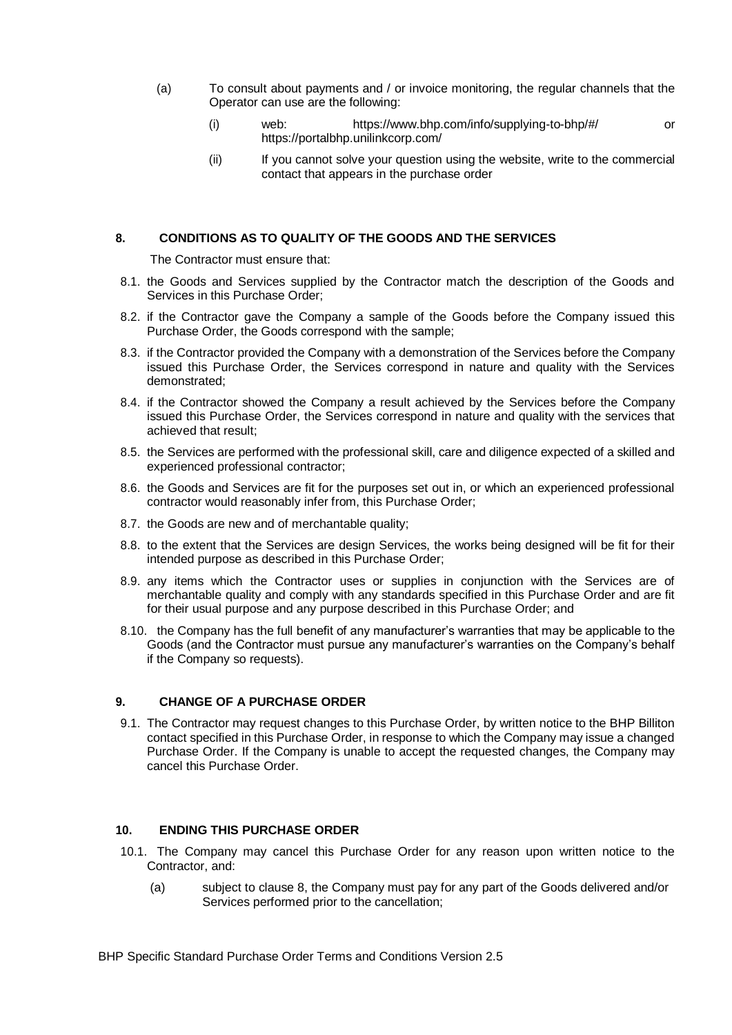(a) To consult about payments and / or invoice monitoring, the regular channels that the Operator can use are the following:

(i) web: https://www.bhp.com/info/supplying-to-bhp/#/ or https://portalbhp.unilinkcorp.com/

(ii) If you cannot solve your question using the website, write to the commercial contact that appears in the purchase order

## 8. CONDITIONS AS TO QUALITY OF THE GOODS AND THE SERVICES

The Contractor must ensure that:

8.1. the Goods and Services supplied by the Contractor match the description of the Goods and Services in this Purchase Order;

8.2. if the Contractor gave the Company a sample of the Goods before the Company issued this Purchase Order, the Goods correspond with the sample;

8.3. if the Contractor provided the Company with a demonstration of the Services before the Company issued this Purchase Order, the Services correspond in nature and quality with the Services demonstrated;

8.4. if the Contractor showed the Company a result achieved by the Services before the Company issued this Purchase Order, the Services correspond in nature and quality with the services that achieved that result;

8.5. the Services are performed with the professional skill, care and diligence expected of a skilled and experienced professional contractor;

8.6. the Goods and Services are fit for the purposes set out in, or which an experienced professional contractor would reasonably infer from, this Purchase Order;

8.7. the Goods are new and of merchantable quality;

8.8. to the extent that the Services are design Services, the works being designed will be fit for their intended purpose as described in this Purchase Order;

8.9. any items which the Contractor uses or supplies in conjunction with the Services are of merchantable quality and comply with any standards specified in this Purchase Order and are fit for their usual purpose and any purpose described in this Purchase Order; and

8.10. the Company has the full benefit of any manufacturer's warranties that may be applicable to the Goods (and the Contractor must pursue any manufacturer's warranties on the Company's behalf if the Company so requests).

## 9. CHANGE OF A PURCHASE ORDER

9.1. The Contractor may request changes to this Purchase Order, by written notice to the BHP Billiton contact specified in this Purchase Order, in response to which the Company may issue a changed Purchase Order. If the Company is unable to accept the requested changes, the Company may cancel this Purchase Order.

## 10. ENDING THIS PURCHASE ORDER

10.1. The Company may cancel this Purchase Order for any reason upon written notice to the Contractor, and:

(a) subject to clause 8, the Company must pay for any part of the Goods delivered and/or Services performed prior to the cancellation;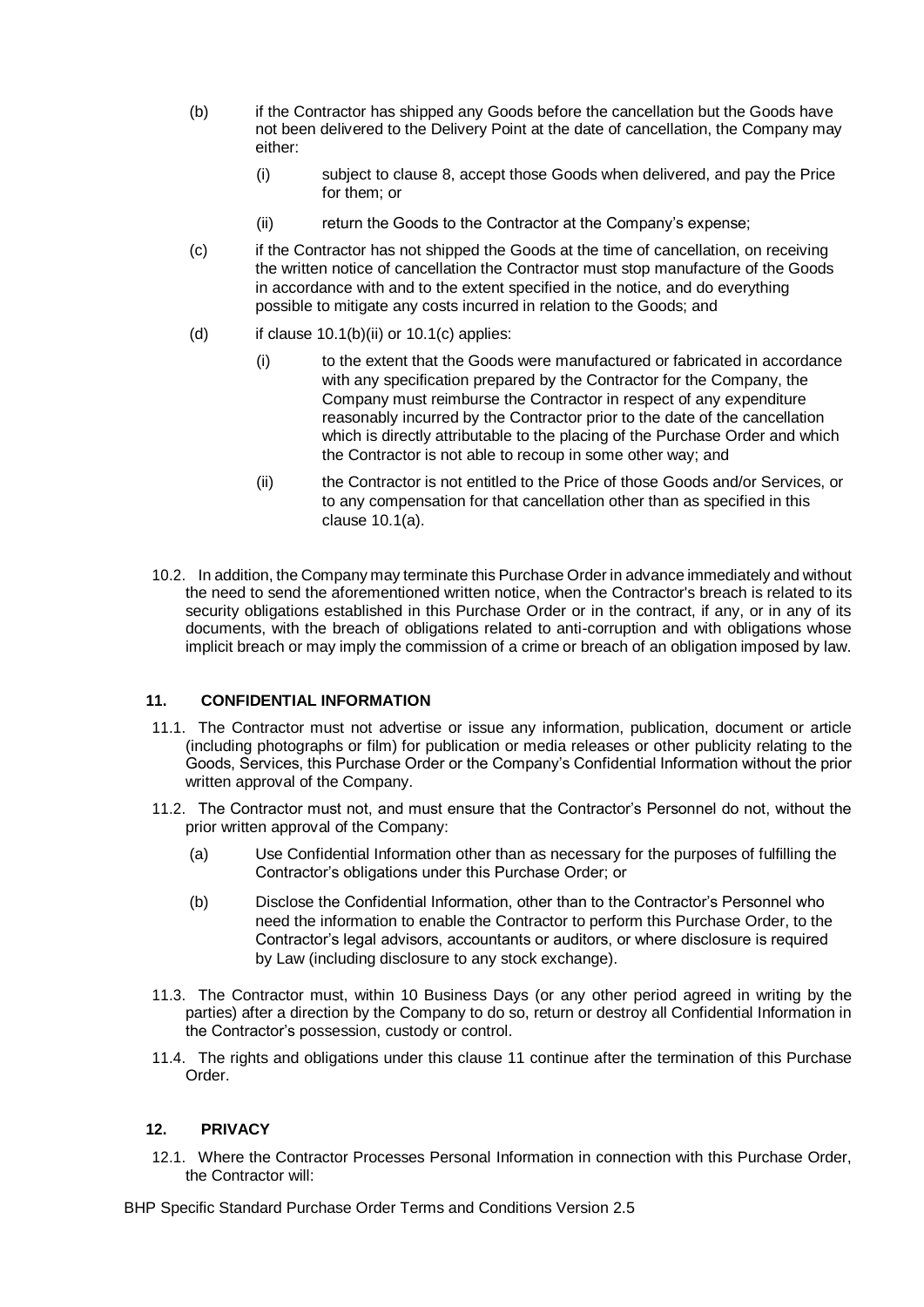(b) if the Contractor has shipped any Goods before the cancellation but the Goods have not been delivered to the Delivery Point at the date of cancellation, the Company may either:

   (i) subject to clause 8, accept those Goods when delivered, and pay the Price for them; or

   (ii) return the Goods to the Contractor at the Company's expense;

(c) if the Contractor has not shipped the Goods at the time of cancellation, on receiving the written notice of cancellation the Contractor must stop manufacture of the Goods in accordance with and to the extent specified in the notice, and do everything possible to mitigate any costs incurred in relation to the Goods; and

(d) if clause 10.1(b)(ii) or 10.1(c) applies:

   (i) to the extent that the Goods were manufactured or fabricated in accordance with any specification prepared by the Contractor for the Company, the Company must reimburse the Contractor in respect of any expenditure reasonably incurred by the Contractor prior to the date of the cancellation which is directly attributable to the placing of the Purchase Order and which the Contractor is not able to recoup in some other way; and

   (ii) the Contractor is not entitled to the Price of those Goods and/or Services, or to any compensation for that cancellation other than as specified in this clause 10.1(a).

10.2. In addition, the Company may terminate this Purchase Order in advance immediately and without the need to send the aforementioned written notice, when the Contractor's breach is related to its security obligations established in this Purchase Order or in the contract, if any, or in any of its documents, with the breach of obligations related to anti-corruption and with obligations whose implicit breach or may imply the commission of a crime or breach of an obligation imposed by law.

## 11. CONFIDENTIAL INFORMATION

11.1. The Contractor must not advertise or issue any information, publication, document or article (including photographs or film) for publication or media releases or other publicity relating to the Goods, Services, this Purchase Order or the Company's Confidential Information without the prior written approval of the Company.

11.2. The Contractor must not, and must ensure that the Contractor's Personnel do not, without the prior written approval of the Company:

(a) Use Confidential Information other than as necessary for the purposes of fulfilling the Contractor's obligations under this Purchase Order; or

(b) Disclose the Confidential Information, other than to the Contractor's Personnel who need the information to enable the Contractor to perform this Purchase Order, to the Contractor's legal advisors, accountants or auditors, or where disclosure is required by Law (including disclosure to any stock exchange).

11.3. The Contractor must, within 10 Business Days (or any other period agreed in writing by the parties) after a direction by the Company to do so, return or destroy all Confidential Information in the Contractor's possession, custody or control.

11.4. The rights and obligations under this clause 11 continue after the termination of this Purchase Order.

## 12. PRIVACY

12.1. Where the Contractor Processes Personal Information in connection with this Purchase Order, the Contractor will: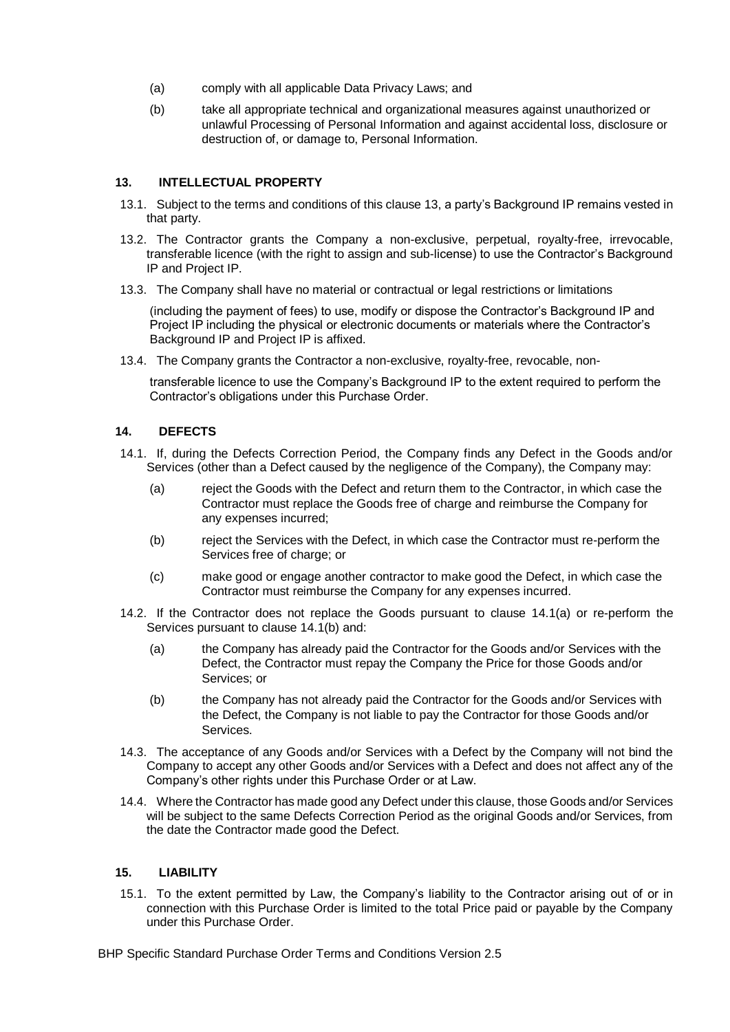(a) comply with all applicable Data Privacy Laws; and

(b) take all appropriate technical and organizational measures against unauthorized or unlawful Processing of Personal Information and against accidental loss, disclosure or destruction of, or damage to, Personal Information.

## 13. INTELLECTUAL PROPERTY

13.1. Subject to the terms and conditions of this clause 13, a party's Background IP remains vested in that party.

13.2. The Contractor grants the Company a non-exclusive, perpetual, royalty-free, irrevocable, transferable licence (with the right to assign and sub-license) to use the Contractor's Background IP and Project IP.

13.3. The Company shall have no material or contractual or legal restrictions or limitations (including the payment of fees) to use, modify or dispose the Contractor's Background IP and Project IP including the physical or electronic documents or materials where the Contractor's Background IP and Project IP is affixed.

13.4. The Company grants the Contractor a non-exclusive, royalty-free, revocable, non-transferable licence to use the Company's Background IP to the extent required to perform the Contractor's obligations under this Purchase Order.

## 14. DEFECTS

14.1. If, during the Defects Correction Period, the Company finds any Defect in the Goods and/or Services (other than a Defect caused by the negligence of the Company), the Company may:

(a) reject the Goods with the Defect and return them to the Contractor, in which case the Contractor must replace the Goods free of charge and reimburse the Company for any expenses incurred;

(b) reject the Services with the Defect, in which case the Contractor must re-perform the Services free of charge; or

(c) make good or engage another contractor to make good the Defect, in which case the Contractor must reimburse the Company for any expenses incurred.

14.2. If the Contractor does not replace the Goods pursuant to clause 14.1(a) or re-perform the Services pursuant to clause 14.1(b) and:

(a) the Company has already paid the Contractor for the Goods and/or Services with the Defect, the Contractor must repay the Company the Price for those Goods and/or Services; or

(b) the Company has not already paid the Contractor for the Goods and/or Services with the Defect, the Company is not liable to pay the Contractor for those Goods and/or Services.

14.3. The acceptance of any Goods and/or Services with a Defect by the Company will not bind the Company to accept any other Goods and/or Services with a Defect and does not affect any of the Company's other rights under this Purchase Order or at Law.

14.4. Where the Contractor has made good any Defect under this clause, those Goods and/or Services will be subject to the same Defects Correction Period as the original Goods and/or Services, from the date the Contractor made good the Defect.

## 15. LIABILITY

15.1. To the extent permitted by Law, the Company's liability to the Contractor arising out of or in connection with this Purchase Order is limited to the total Price paid or payable by the Company under this Purchase Order.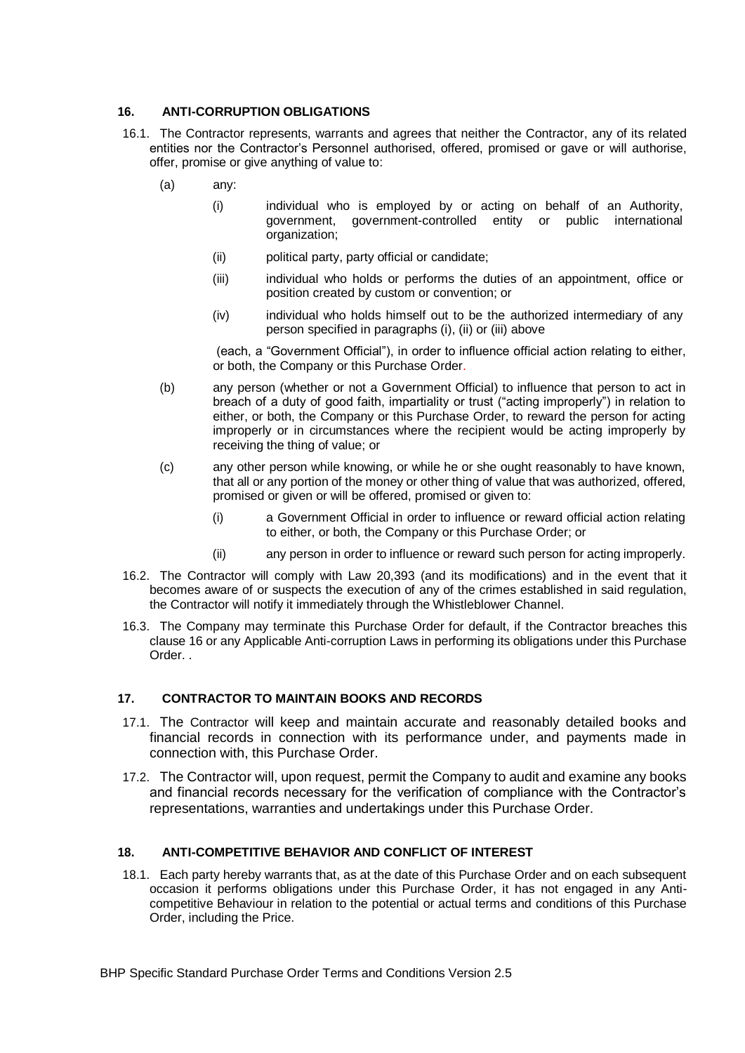## 16. ANTI-CORRUPTION OBLIGATIONS

16.1. The Contractor represents, warrants and agrees that neither the Contractor, any of its related entities nor the Contractor's Personnel authorised, offered, promised or gave or will authorise, offer, promise or give anything of value to:

(a) any:

(i) individual who is employed by or acting on behalf of an Authority, government, government-controlled entity or public international organization;

(ii) political party, party official or candidate;

(iii) individual who holds or performs the duties of an appointment, office or position created by custom or convention; or

(iv) individual who holds himself out to be the authorized intermediary of any person specified in paragraphs (i), (ii) or (iii) above

(each, a "Government Official"), in order to influence official action relating to either, or both, the Company or this Purchase Order.

(b) any person (whether or not a Government Official) to influence that person to act in breach of a duty of good faith, impartiality or trust ("acting improperly") in relation to either, or both, the Company or this Purchase Order, to reward the person for acting improperly or in circumstances where the recipient would be acting improperly by receiving the thing of value; or

(c) any other person while knowing, or while he or she ought reasonably to have known, that all or any portion of the money or other thing of value that was authorized, offered, promised or given or will be offered, promised or given to:

(i) a Government Official in order to influence or reward official action relating to either, or both, the Company or this Purchase Order; or

(ii) any person in order to influence or reward such person for acting improperly.

16.2. The Contractor will comply with Law 20,393 (and its modifications) and in the event that it becomes aware of or suspects the execution of any of the crimes established in said regulation, the Contractor will notify it immediately through the Whistleblower Channel.

16.3. The Company may terminate this Purchase Order for default, if the Contractor breaches this clause 16 or any Applicable Anti-corruption Laws in performing its obligations under this Purchase Order. .

## 17. CONTRACTOR TO MAINTAIN BOOKS AND RECORDS

17.1. The Contractor will keep and maintain accurate and reasonably detailed books and financial records in connection with its performance under, and payments made in connection with, this Purchase Order.

17.2. The Contractor will, upon request, permit the Company to audit and examine any books and financial records necessary for the verification of compliance with the Contractor's representations, warranties and undertakings under this Purchase Order.

## 18. ANTI-COMPETITIVE BEHAVIOR AND CONFLICT OF INTEREST

18.1. Each party hereby warrants that, as at the date of this Purchase Order and on each subsequent occasion it performs obligations under this Purchase Order, it has not engaged in any Anti-competitive Behaviour in relation to the potential or actual terms and conditions of this Purchase Order, including the Price.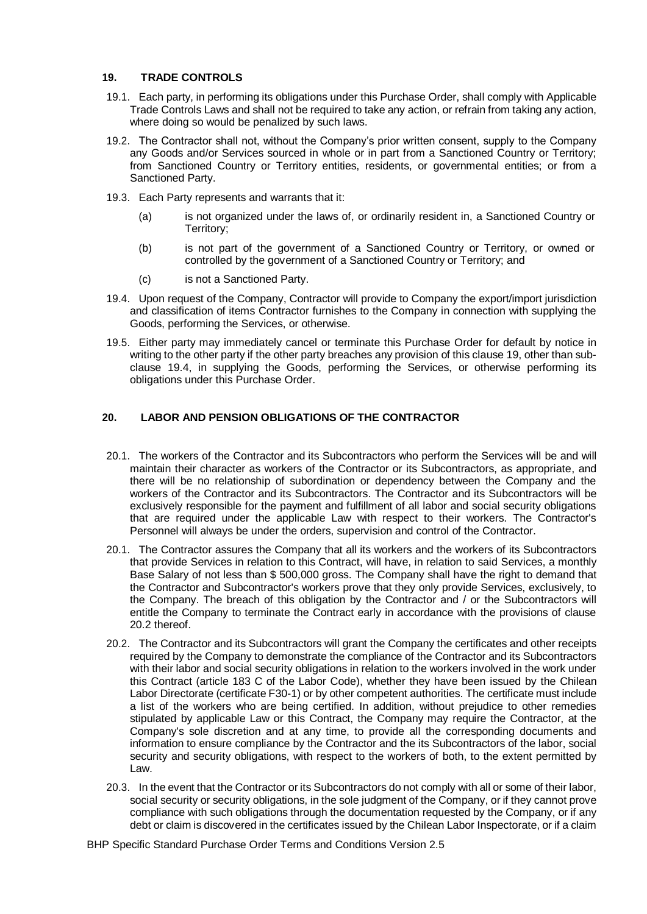## 19. TRADE CONTROLS

19.1. Each party, in performing its obligations under this Purchase Order, shall comply with Applicable Trade Controls Laws and shall not be required to take any action, or refrain from taking any action, where doing so would be penalized by such laws.

19.2. The Contractor shall not, without the Company's prior written consent, supply to the Company any Goods and/or Services sourced in whole or in part from a Sanctioned Country or Territory; from Sanctioned Country or Territory entities, residents, or governmental entities; or from a Sanctioned Party.

19.3. Each Party represents and warrants that it:

(a) is not organized under the laws of, or ordinarily resident in, a Sanctioned Country or Territory;

(b) is not part of the government of a Sanctioned Country or Territory, or owned or controlled by the government of a Sanctioned Country or Territory; and

(c) is not a Sanctioned Party.

19.4. Upon request of the Company, Contractor will provide to Company the export/import jurisdiction and classification of items Contractor furnishes to the Company in connection with supplying the Goods, performing the Services, or otherwise.

19.5. Either party may immediately cancel or terminate this Purchase Order for default by notice in writing to the other party if the other party breaches any provision of this clause 19, other than sub-clause 19.4, in supplying the Goods, performing the Services, or otherwise performing its obligations under this Purchase Order.

## 20. LABOR AND PENSION OBLIGATIONS OF THE CONTRACTOR

20.1. The workers of the Contractor and its Subcontractors who perform the Services will be and will maintain their character as workers of the Contractor or its Subcontractors, as appropriate, and there will be no relationship of subordination or dependency between the Company and the workers of the Contractor and its Subcontractors. The Contractor and its Subcontractors will be exclusively responsible for the payment and fulfillment of all labor and social security obligations that are required under the applicable Law with respect to their workers. The Contractor's Personnel will always be under the orders, supervision and control of the Contractor.

20.1. The Contractor assures the Company that all its workers and the workers of its Subcontractors that provide Services in relation to this Contract, will have, in relation to said Services, a monthly Base Salary of not less than $ 500,000 gross. The Company shall have the right to demand that the Contractor and Subcontractor's workers prove that they only provide Services, exclusively, to the Company. The breach of this obligation by the Contractor and / or the Subcontractors will entitle the Company to terminate the Contract early in accordance with the provisions of clause 20.2 thereof.

20.2. The Contractor and its Subcontractors will grant the Company the certificates and other receipts required by the Company to demonstrate the compliance of the Contractor and its Subcontractors with their labor and social security obligations in relation to the workers involved in the work under this Contract (article 183 C of the Labor Code), whether they have been issued by the Chilean Labor Directorate (certificate F30-1) or by other competent authorities. The certificate must include a list of the workers who are being certified. In addition, without prejudice to other remedies stipulated by applicable Law or this Contract, the Company may require the Contractor, at the Company's sole discretion and at any time, to provide all the corresponding documents and information to ensure compliance by the Contractor and the its Subcontractors of the labor, social security and security obligations, with respect to the workers of both, to the extent permitted by Law.

20.3. In the event that the Contractor or its Subcontractors do not comply with all or some of their labor, social security or security obligations, in the sole judgment of the Company, or if they cannot prove compliance with such obligations through the documentation requested by the Company, or if any debt or claim is discovered in the certificates issued by the Chilean Labor Inspectorate, or if a claim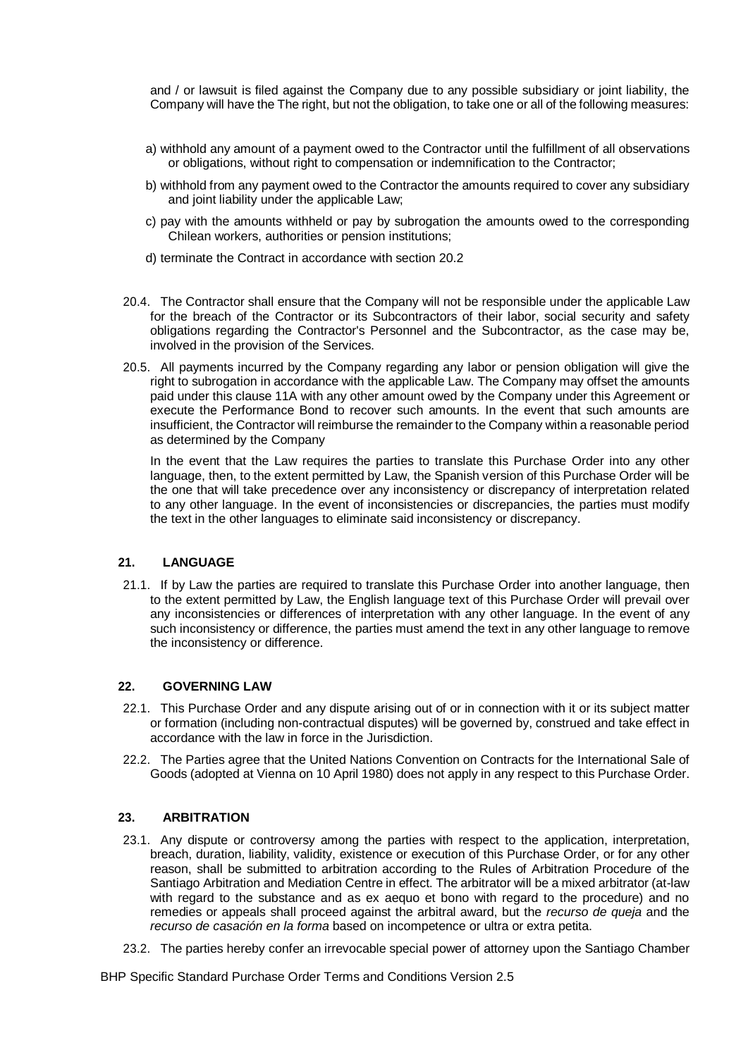and / or lawsuit is filed against the Company due to any possible subsidiary or joint liability, the Company will have the The right, but not the obligation, to take one or all of the following measures:

a) withhold any amount of a payment owed to the Contractor until the fulfillment of all observations or obligations, without right to compensation or indemnification to the Contractor;

b) withhold from any payment owed to the Contractor the amounts required to cover any subsidiary and joint liability under the applicable Law;

c) pay with the amounts withheld or pay by subrogation the amounts owed to the corresponding Chilean workers, authorities or pension institutions;

d) terminate the Contract in accordance with section 20.2

20.4. The Contractor shall ensure that the Company will not be responsible under the applicable Law for the breach of the Contractor or its Subcontractors of their labor, social security and safety obligations regarding the Contractor's Personnel and the Subcontractor, as the case may be, involved in the provision of the Services.

20.5. All payments incurred by the Company regarding any labor or pension obligation will give the right to subrogation in accordance with the applicable Law. The Company may offset the amounts paid under this clause 11A with any other amount owed by the Company under this Agreement or execute the Performance Bond to recover such amounts. In the event that such amounts are insufficient, the Contractor will reimburse the remainder to the Company within a reasonable period as determined by the Company

In the event that the Law requires the parties to translate this Purchase Order into any other language, then, to the extent permitted by Law, the Spanish version of this Purchase Order will be the one that will take precedence over any inconsistency or discrepancy of interpretation related to any other language. In the event of inconsistencies or discrepancies, the parties must modify the text in the other languages to eliminate said inconsistency or discrepancy.

## 21. LANGUAGE

21.1. If by Law the parties are required to translate this Purchase Order into another language, then to the extent permitted by Law, the English language text of this Purchase Order will prevail over any inconsistencies or differences of interpretation with any other language. In the event of any such inconsistency or difference, the parties must amend the text in any other language to remove the inconsistency or difference.

## 22. GOVERNING LAW

22.1. This Purchase Order and any dispute arising out of or in connection with it or its subject matter or formation (including non-contractual disputes) will be governed by, construed and take effect in accordance with the law in force in the Jurisdiction.

22.2. The Parties agree that the United Nations Convention on Contracts for the International Sale of Goods (adopted at Vienna on 10 April 1980) does not apply in any respect to this Purchase Order.

## 23. ARBITRATION

23.1. Any dispute or controversy among the parties with respect to the application, interpretation, breach, duration, liability, validity, existence or execution of this Purchase Order, or for any other reason, shall be submitted to arbitration according to the Rules of Arbitration Procedure of the Santiago Arbitration and Mediation Centre in effect. The arbitrator will be a mixed arbitrator (at-law with regard to the substance and as ex aequo et bono with regard to the procedure) and no remedies or appeals shall proceed against the arbitral award, but the *recurso de queja* and the *recurso de casación en la forma* based on incompetence or ultra or extra petita.

23.2. The parties hereby confer an irrevocable special power of attorney upon the Santiago Chamber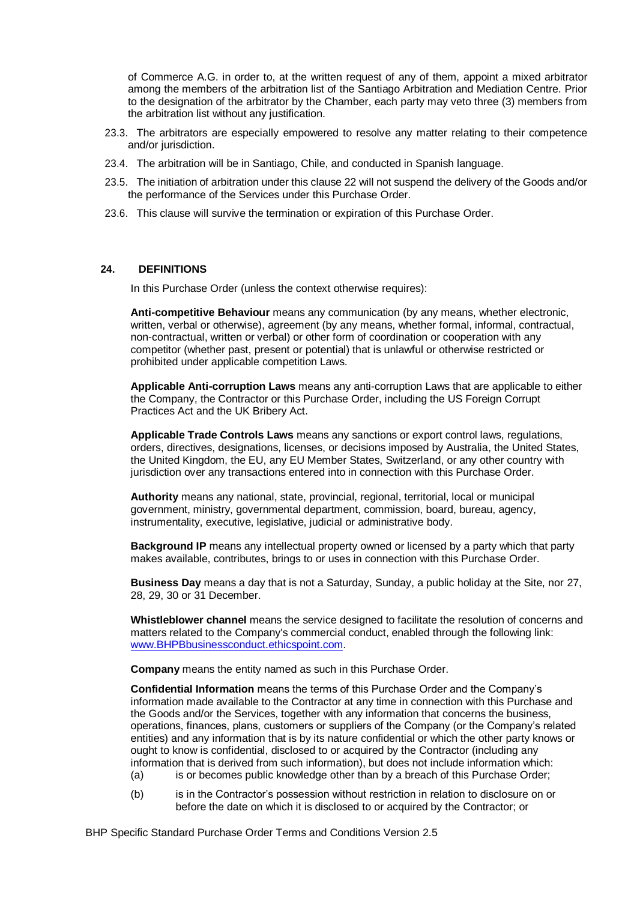of Commerce A.G. in order to, at the written request of any of them, appoint a mixed arbitrator among the members of the arbitration list of the Santiago Arbitration and Mediation Centre. Prior to the designation of the arbitrator by the Chamber, each party may veto three (3) members from the arbitration list without any justification.

23.3. The arbitrators are especially empowered to resolve any matter relating to their competence and/or jurisdiction.

23.4. The arbitration will be in Santiago, Chile, and conducted in Spanish language.

23.5. The initiation of arbitration under this clause 22 will not suspend the delivery of the Goods and/or the performance of the Services under this Purchase Order.

23.6. This clause will survive the termination or expiration of this Purchase Order.

## 24. DEFINITIONS

In this Purchase Order (unless the context otherwise requires):

**Anti-competitive Behaviour** means any communication (by any means, whether electronic, written, verbal or otherwise), agreement (by any means, whether formal, informal, contractual, non-contractual, written or verbal) or other form of coordination or cooperation with any competitor (whether past, present or potential) that is unlawful or otherwise restricted or prohibited under applicable competition Laws.

**Applicable Anti-corruption Laws** means any anti-corruption Laws that are applicable to either the Company, the Contractor or this Purchase Order, including the US Foreign Corrupt Practices Act and the UK Bribery Act.

**Applicable Trade Controls Laws** means any sanctions or export control laws, regulations, orders, directives, designations, licenses, or decisions imposed by Australia, the United States, the United Kingdom, the EU, any EU Member States, Switzerland, or any other country with jurisdiction over any transactions entered into in connection with this Purchase Order.

**Authority** means any national, state, provincial, regional, territorial, local or municipal government, ministry, governmental department, commission, board, bureau, agency, instrumentality, executive, legislative, judicial or administrative body.

**Background IP** means any intellectual property owned or licensed by a party which that party makes available, contributes, brings to or uses in connection with this Purchase Order.

**Business Day** means a day that is not a Saturday, Sunday, a public holiday at the Site, nor 27, 28, 29, 30 or 31 December.

**Whistleblower channel** means the service designed to facilitate the resolution of concerns and matters related to the Company's commercial conduct, enabled through the following link: www.BHPBbusinessconduct.ethicspoint.com.

**Company** means the entity named as such in this Purchase Order.

**Confidential Information** means the terms of this Purchase Order and the Company's information made available to the Contractor at any time in connection with this Purchase and the Goods and/or the Services, together with any information that concerns the business, operations, finances, plans, customers or suppliers of the Company (or the Company's related entities) and any information that is by its nature confidential or which the other party knows or ought to know is confidential, disclosed to or acquired by the Contractor (including any information that is derived from such information), but does not include information which:

(a) is or becomes public knowledge other than by a breach of this Purchase Order;

(b) is in the Contractor's possession without restriction in relation to disclosure on or before the date on which it is disclosed to or acquired by the Contractor; or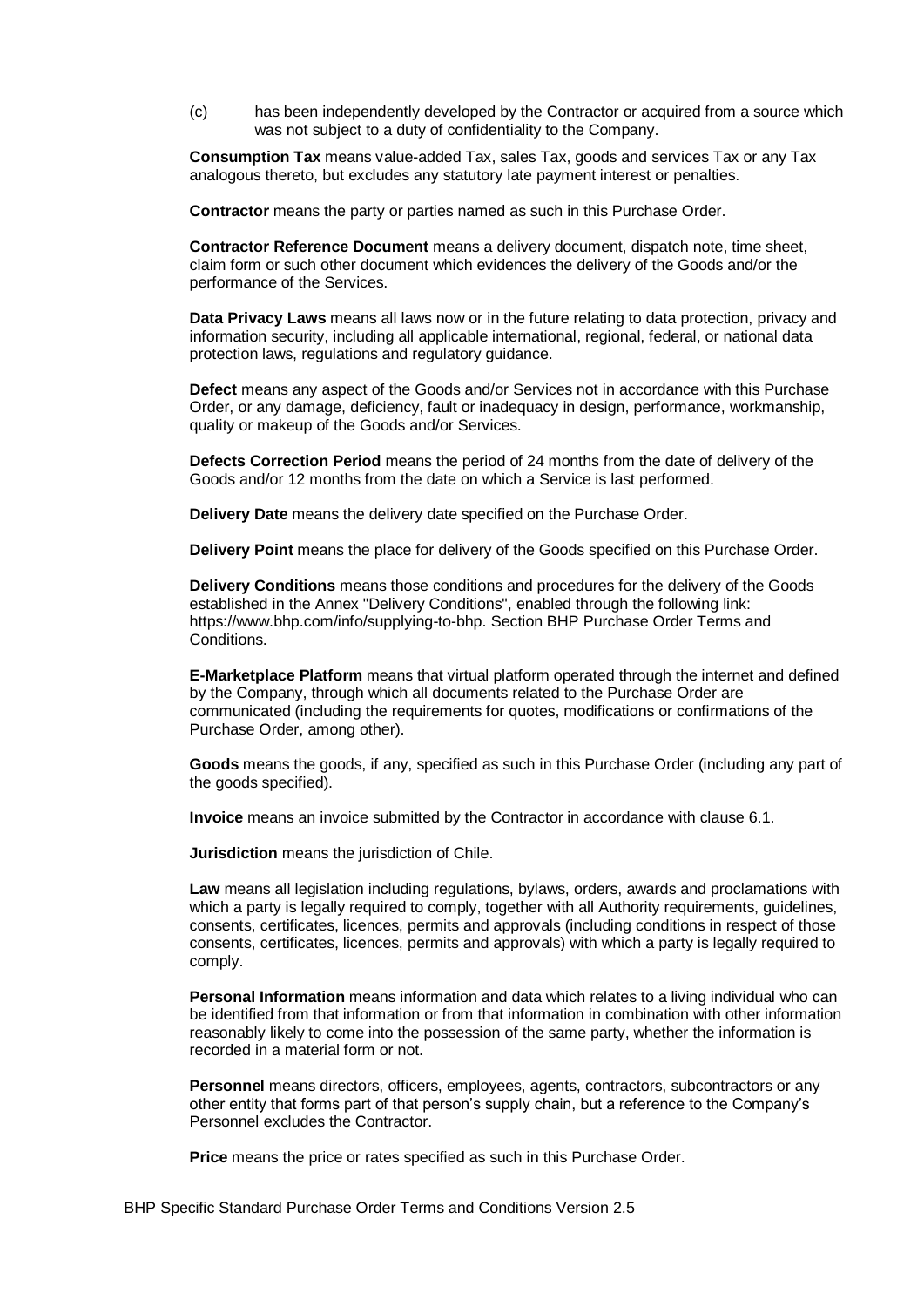(c) has been independently developed by the Contractor or acquired from a source which was not subject to a duty of confidentiality to the Company.

**Consumption Tax** means value-added Tax, sales Tax, goods and services Tax or any Tax analogous thereto, but excludes any statutory late payment interest or penalties.

**Contractor** means the party or parties named as such in this Purchase Order.

**Contractor Reference Document** means a delivery document, dispatch note, time sheet, claim form or such other document which evidences the delivery of the Goods and/or the performance of the Services.

**Data Privacy Laws** means all laws now or in the future relating to data protection, privacy and information security, including all applicable international, regional, federal, or national data protection laws, regulations and regulatory guidance.

**Defect** means any aspect of the Goods and/or Services not in accordance with this Purchase Order, or any damage, deficiency, fault or inadequacy in design, performance, workmanship, quality or makeup of the Goods and/or Services.

**Defects Correction Period** means the period of 24 months from the date of delivery of the Goods and/or 12 months from the date on which a Service is last performed.

**Delivery Date** means the delivery date specified on the Purchase Order.

**Delivery Point** means the place for delivery of the Goods specified on this Purchase Order.

**Delivery Conditions** means those conditions and procedures for the delivery of the Goods established in the Annex "Delivery Conditions", enabled through the following link: https://www.bhp.com/info/supplying-to-bhp. Section BHP Purchase Order Terms and Conditions.

**E-Marketplace Platform** means that virtual platform operated through the internet and defined by the Company, through which all documents related to the Purchase Order are communicated (including the requirements for quotes, modifications or confirmations of the Purchase Order, among other).

**Goods** means the goods, if any, specified as such in this Purchase Order (including any part of the goods specified).

**Invoice** means an invoice submitted by the Contractor in accordance with clause 6.1.

**Jurisdiction** means the jurisdiction of Chile.

**Law** means all legislation including regulations, bylaws, orders, awards and proclamations with which a party is legally required to comply, together with all Authority requirements, guidelines, consents, certificates, licences, permits and approvals (including conditions in respect of those consents, certificates, licences, permits and approvals) with which a party is legally required to comply.

**Personal Information** means information and data which relates to a living individual who can be identified from that information or from that information in combination with other information reasonably likely to come into the possession of the same party, whether the information is recorded in a material form or not.

**Personnel** means directors, officers, employees, agents, contractors, subcontractors or any other entity that forms part of that person's supply chain, but a reference to the Company's Personnel excludes the Contractor.

**Price** means the price or rates specified as such in this Purchase Order.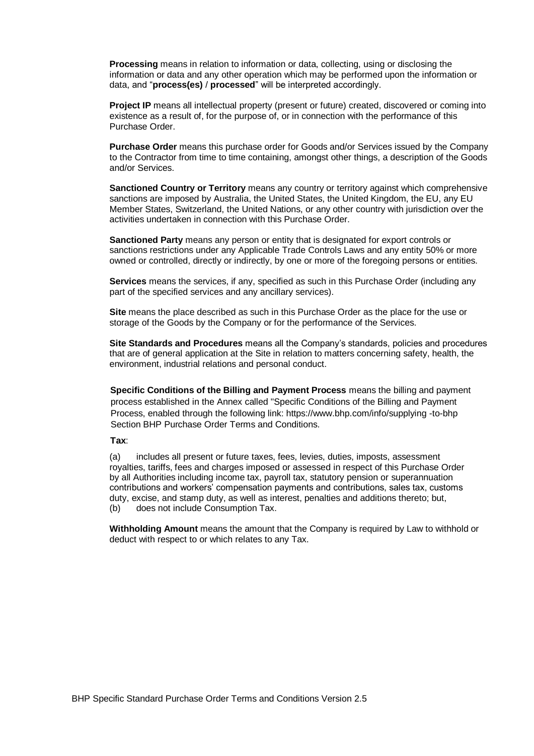**Processing** means in relation to information or data, collecting, using or disclosing the information or data and any other operation which may be performed upon the information or data, and "**process(es)** / **processed**" will be interpreted accordingly.

**Project IP** means all intellectual property (present or future) created, discovered or coming into existence as a result of, for the purpose of, or in connection with the performance of this Purchase Order.

**Purchase Order** means this purchase order for Goods and/or Services issued by the Company to the Contractor from time to time containing, amongst other things, a description of the Goods and/or Services.

**Sanctioned Country or Territory** means any country or territory against which comprehensive sanctions are imposed by Australia, the United States, the United Kingdom, the EU, any EU Member States, Switzerland, the United Nations, or any other country with jurisdiction over the activities undertaken in connection with this Purchase Order.

**Sanctioned Party** means any person or entity that is designated for export controls or sanctions restrictions under any Applicable Trade Controls Laws and any entity 50% or more owned or controlled, directly or indirectly, by one or more of the foregoing persons or entities.

**Services** means the services, if any, specified as such in this Purchase Order (including any part of the specified services and any ancillary services).

**Site** means the place described as such in this Purchase Order as the place for the use or storage of the Goods by the Company or for the performance of the Services.

**Site Standards and Procedures** means all the Company's standards, policies and procedures that are of general application at the Site in relation to matters concerning safety, health, the environment, industrial relations and personal conduct.

**Specific Conditions of the Billing and Payment Process** means the billing and payment process established in the Annex called "Specific Conditions of the Billing and Payment Process, enabled through the following link: https://www.bhp.com/info/supplying -to-bhp Section BHP Purchase Order Terms and Conditions.

**Tax**:

(a) includes all present or future taxes, fees, levies, duties, imposts, assessment royalties, tariffs, fees and charges imposed or assessed in respect of this Purchase Order by all Authorities including income tax, payroll tax, statutory pension or superannuation contributions and workers' compensation payments and contributions, sales tax, customs duty, excise, and stamp duty, as well as interest, penalties and additions thereto; but,
(b) does not include Consumption Tax.

**Withholding Amount** means the amount that the Company is required by Law to withhold or deduct with respect to or which relates to any Tax.